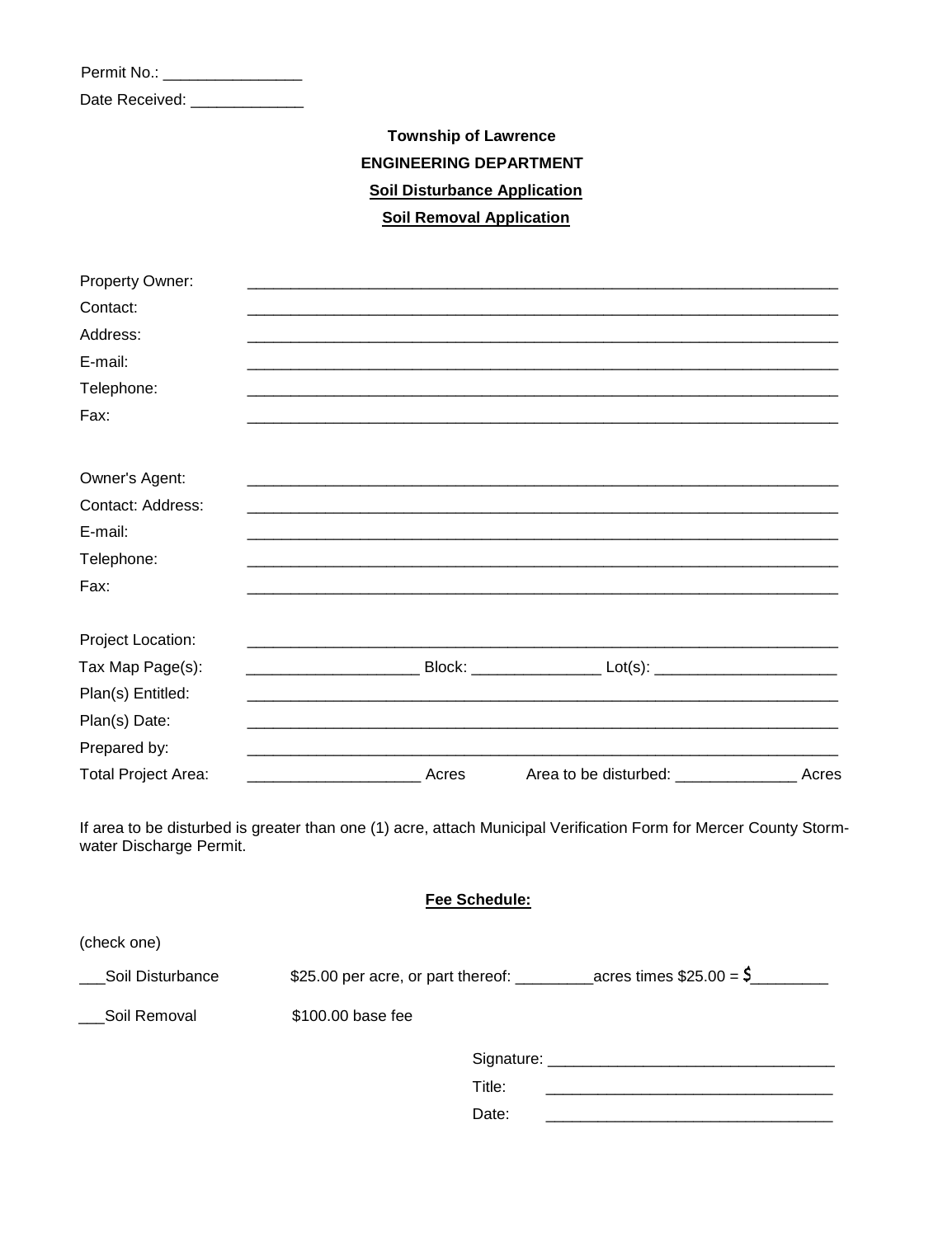Permit No.: ________________

Date Received: _____________

**Township of Lawrence**

**ENGINEERING DEPARTMENT**

**Soil Disturbance Application**

**Soil Removal Application**

Property Owner: ______________________________________________________________________

Contact: ______________________________________________________________________

Address: ______________________________________________________________________

E-mail: ______________________________________________________________________

Telephone: ______________________________________________________________________

Fax: ______________________________________________________________________

Owner's Agent: ______________________________________________________________________

Contact: Address: ______________________________________________________________________

E-mail: ______________________________________________________________________

Telephone: ______________________________________________________________________

Fax: ______________________________________________________________________

Project Location: ______________________________________________________________________

Tax Map Page(s): ____________________ Block: _______________ Lot(s): _____________________

Plan(s) Entitled: ______________________________________________________________________

Plan(s) Date: ______________________________________________________________________

Prepared by: ______________________________________________________________________

Total Project Area: ____________________ Acres Area to be disturbed: ______________ Acres

If area to be disturbed is greater than one (1) acre, attach Municipal Verification Form for Mercer County Storm-water Discharge Permit.

**Fee Schedule:**

(check one)

___Soil Disturbance $25.00 per acre, or part thereof: _________acres times $25.00 = $_________

___Soil Removal $100.00 base fee

Signature: _________________________________

Title: _________________________________

Date: _________________________________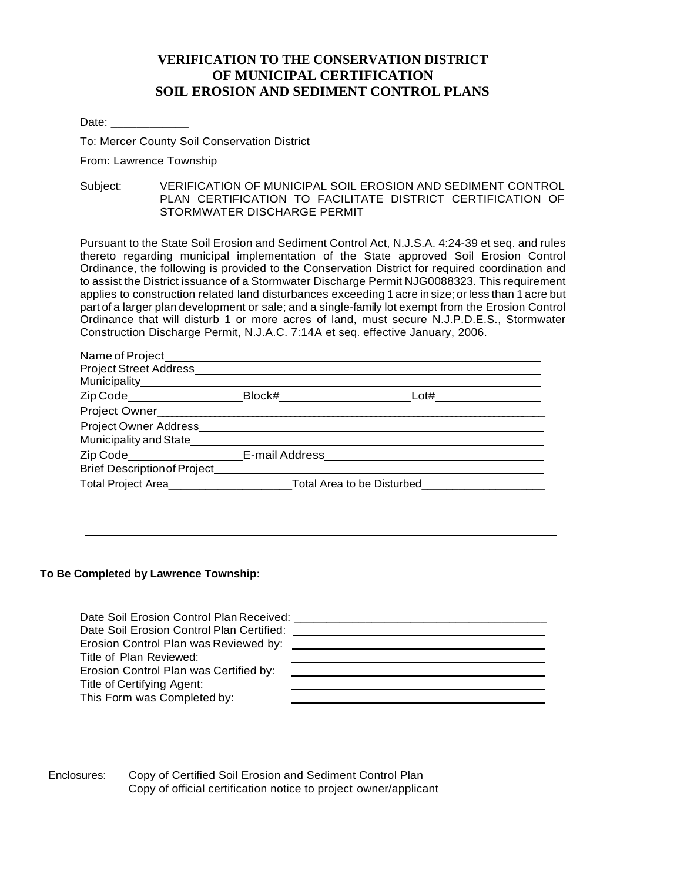# VERIFICATION TO THE CONSERVATION DISTRICT OF MUNICIPAL CERTIFICATION SOIL EROSION AND SEDIMENT CONTROL PLANS

Date: ____________

To: Mercer County Soil Conservation District

From: Lawrence Township

Subject: VERIFICATION OF MUNICIPAL SOIL EROSION AND SEDIMENT CONTROL PLAN CERTIFICATION TO FACILITATE DISTRICT CERTIFICATION OF STORMWATER DISCHARGE PERMIT

Pursuant to the State Soil Erosion and Sediment Control Act, N.J.S.A. 4:24-39 et seq. and rules thereto regarding municipal implementation of the State approved Soil Erosion Control Ordinance, the following is provided to the Conservation District for required coordination and to assist the District issuance of a Stormwater Discharge Permit NJG0088323. This requirement applies to construction related land disturbances exceeding 1 acre in size; or less than 1 acre but part of a larger plan development or sale; and a single-family lot exempt from the Erosion Control Ordinance that will disturb 1 or more acres of land, must secure N.J.P.D.E.S., Stormwater Construction Discharge Permit, N.J.A.C. 7:14A et seq. effective January, 2006.

Name of Project________________________________________________

Project Street Address___________________________________________

Municipality____________________________________________________

Zip Code________________ Block#__________________ Lot#______________

Project Owner___________________________________________________

Project Owner Address___________________________________________

Municipality and State____________________________________________

Zip Code________________ E-mail Address___________________________

Brief Description of Project________________________________________

Total Project Area__________________ Total Area to be Disturbed__________________

______________________________________________________________

**To Be Completed by Lawrence Township:**

Date Soil Erosion Control Plan Received: ______________________________

Date Soil Erosion Control Plan Certified: ______________________________

Erosion Control Plan was Reviewed by: ______________________________

Title of Plan Reviewed: ______________________________

Erosion Control Plan was Certified by: ______________________________

Title of Certifying Agent: ______________________________

This Form was Completed by: ______________________________

Enclosures: Copy of Certified Soil Erosion and Sediment Control Plan
Copy of official certification notice to project owner/applicant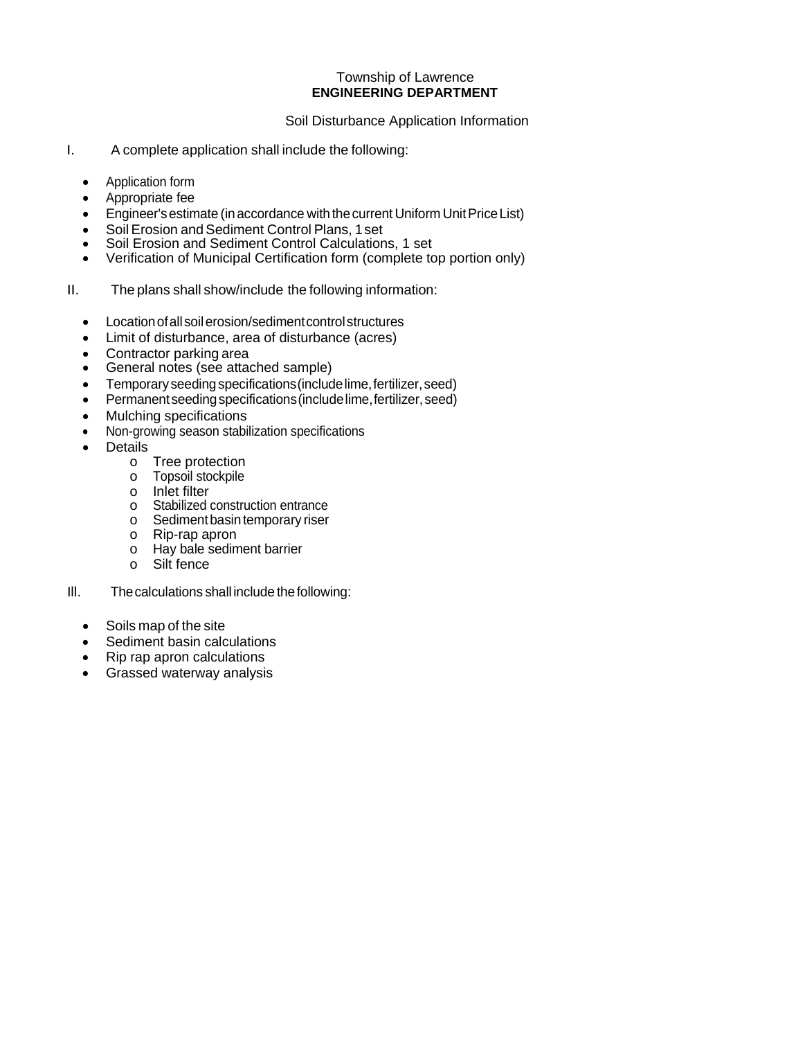Township of Lawrence

**ENGINEERING DEPARTMENT**

Soil Disturbance Application Information

I. A complete application shall include the following:

- Application form
- Appropriate fee
- Engineer's estimate (in accordance with the current Uniform Unit Price List)
- Soil Erosion and Sediment Control Plans, 1 set
- Soil Erosion and Sediment Control Calculations, 1 set
- Verification of Municipal Certification form (complete top portion only)

II. The plans shall show/include the following information:

- Location of all soil erosion/sediment control structures
- Limit of disturbance, area of disturbance (acres)
- Contractor parking area
- General notes (see attached sample)
- Temporary seeding specifications (include lime, fertilizer, seed)
- Permanent seeding specifications (include lime, fertilizer, seed)
- Mulching specifications
- Non-growing season stabilization specifications
- Details
  - Tree protection
  - Topsoil stockpile
  - Inlet filter
  - Stabilized construction entrance
  - Sediment basin temporary riser
  - Rip-rap apron
  - Hay bale sediment barrier
  - Silt fence

III. The calculations shall include the following:

- Soils map of the site
- Sediment basin calculations
- Rip rap apron calculations
- Grassed waterway analysis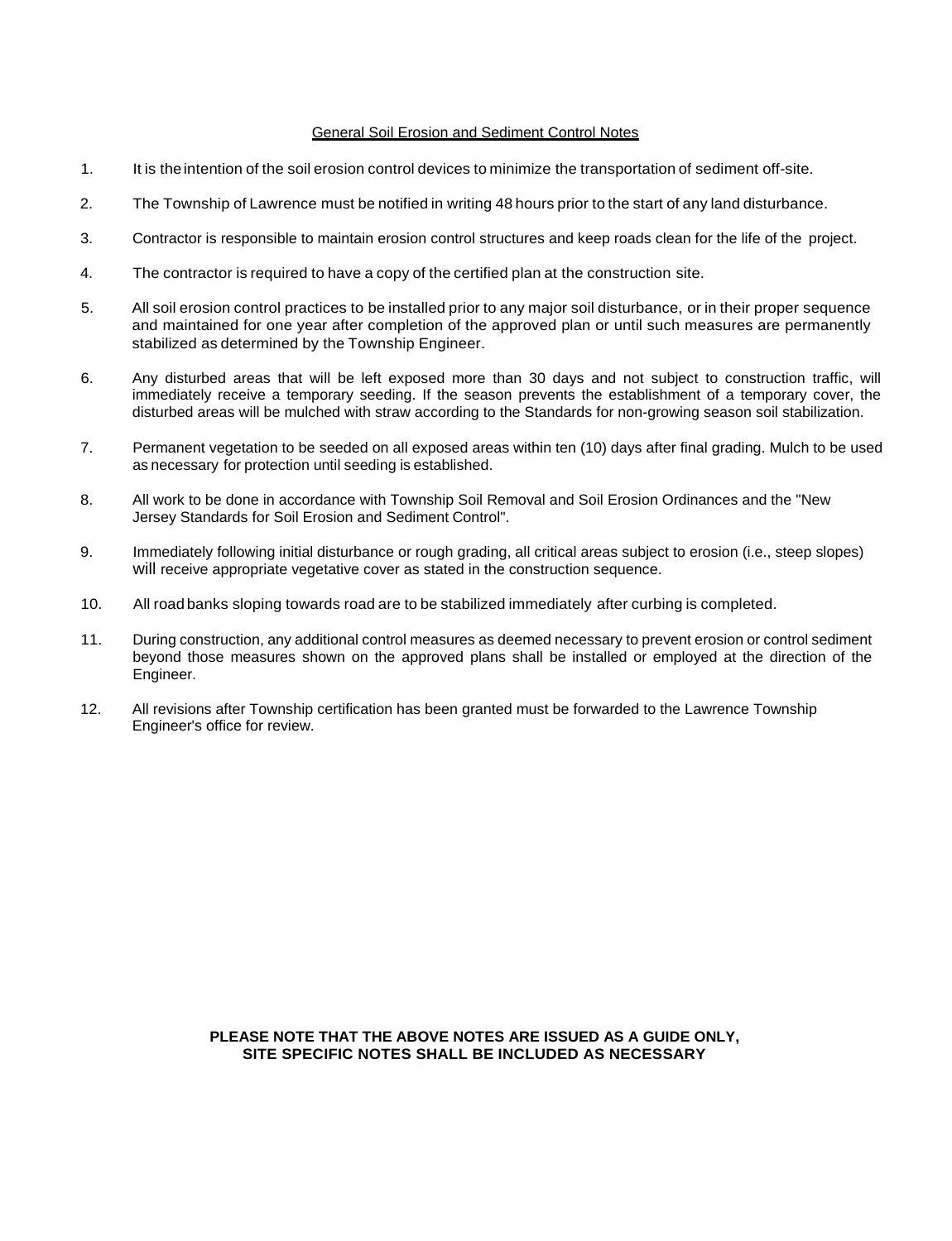## General Soil Erosion and Sediment Control Notes

1. It is the intention of the soil erosion control devices to minimize the transportation of sediment off-site.

2. The Township of Lawrence must be notified in writing 48 hours prior to the start of any land disturbance.

3. Contractor is responsible to maintain erosion control structures and keep roads clean for the life of the project.

4. The contractor is required to have a copy of the certified plan at the construction site.

5. All soil erosion control practices to be installed prior to any major soil disturbance, or in their proper sequence and maintained for one year after completion of the approved plan or until such measures are permanently stabilized as determined by the Township Engineer.

6. Any disturbed areas that will be left exposed more than 30 days and not subject to construction traffic, will immediately receive a temporary seeding. If the season prevents the establishment of a temporary cover, the disturbed areas will be mulched with straw according to the Standards for non-growing season soil stabilization.

7. Permanent vegetation to be seeded on all exposed areas within ten (10) days after final grading. Mulch to be used as necessary for protection until seeding is established.

8. All work to be done in accordance with Township Soil Removal and Soil Erosion Ordinances and the "New Jersey Standards for Soil Erosion and Sediment Control".

9. Immediately following initial disturbance or rough grading, all critical areas subject to erosion (i.e., steep slopes) will receive appropriate vegetative cover as stated in the construction sequence.

10. All road banks sloping towards road are to be stabilized immediately after curbing is completed.

11. During construction, any additional control measures as deemed necessary to prevent erosion or control sediment beyond those measures shown on the approved plans shall be installed or employed at the direction of the Engineer.

12. All revisions after Township certification has been granted must be forwarded to the Lawrence Township Engineer's office for review.

**PLEASE NOTE THAT THE ABOVE NOTES ARE ISSUED AS A GUIDE ONLY, SITE SPECIFIC NOTES SHALL BE INCLUDED AS NECESSARY**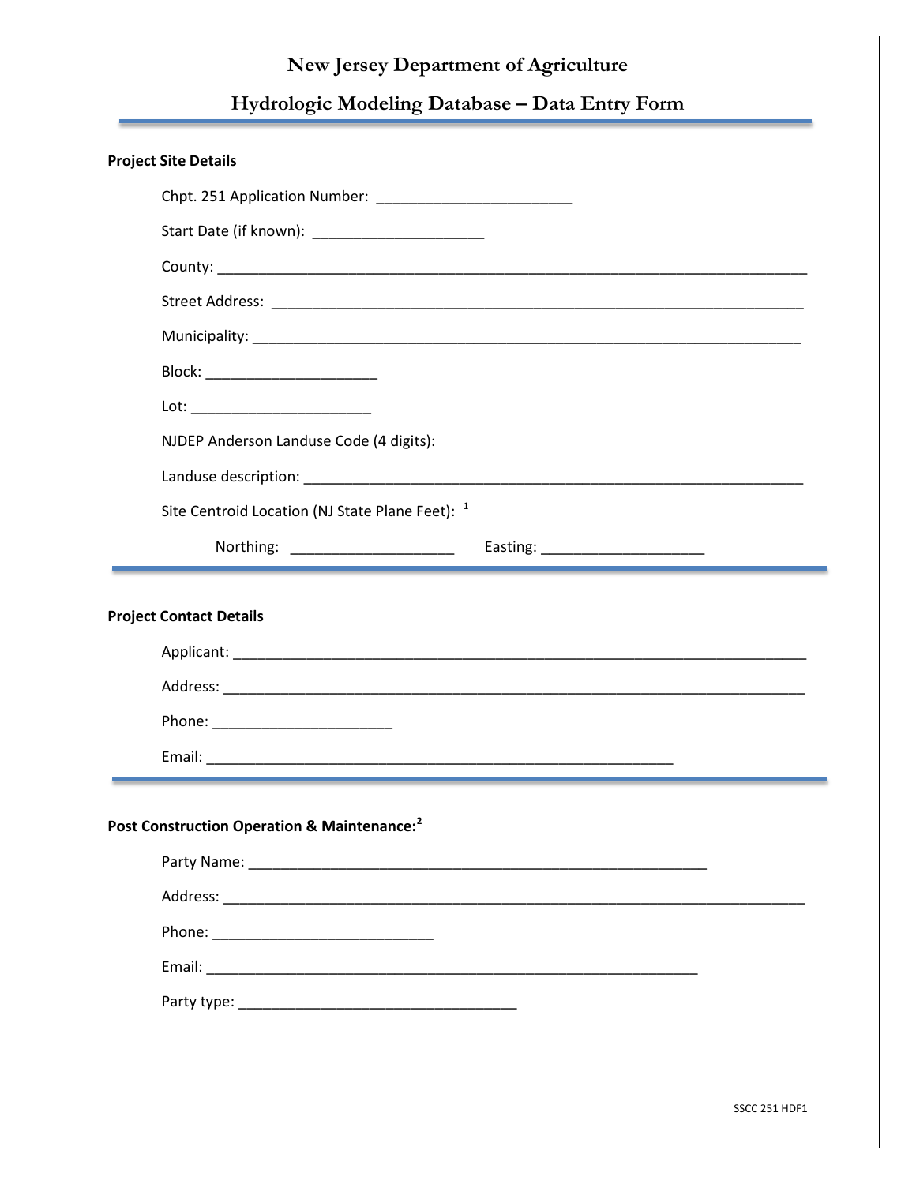# New Jersey Department of Agriculture

## Hydrologic Modeling Database – Data Entry Form

**Project Site Details**

Chpt. 251 Application Number: ________________________

Start Date (if known): ____________________

County: ________________________________________________________________________

Street Address: _________________________________________________________________

Municipality: ____________________________________________________________________

Block: ____________________

Lot: _____________________

NJDEP Anderson Landuse Code (4 digits):

Landuse description: _____________________________________________________________

Site Centroid Location (NJ State Plane Feet): [1]

Northing: ____________________ Easting: ____________________

**Project Contact Details**

Applicant: ______________________________________________________________________

Address: _______________________________________________________________________

Phone: _____________________

Email: _______________________________________________________

**Post Construction Operation & Maintenance:[2]**

Party Name: _____________________________________________________

Address: _______________________________________________________________________

Phone: __________________________

Email: __________________________________________________________

Party type: _________________________________

SSCC 251 HDF1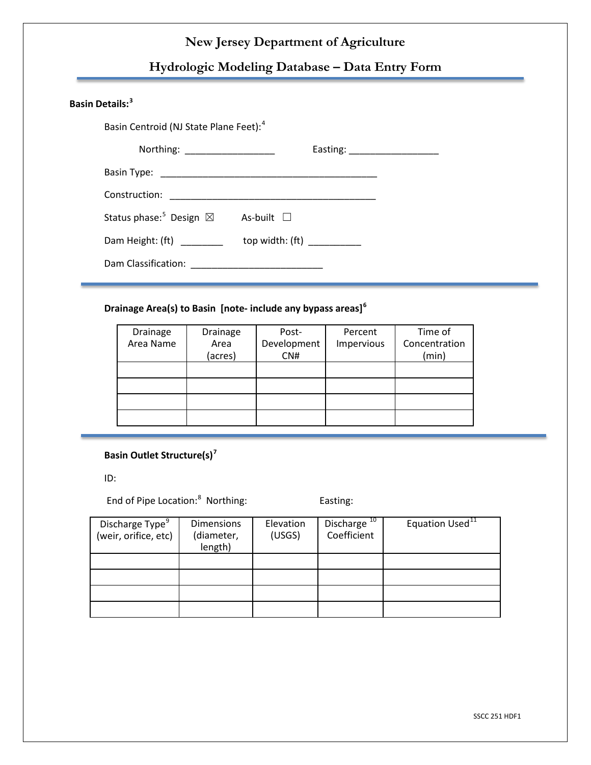# New Jersey Department of Agriculture

## Hydrologic Modeling Database – Data Entry Form

**Basin Details:**[3]

Basin Centroid (NJ State Plane Feet):[4]

Northing: _________________ Easting: _________________

Basin Type: __________________________________________

Construction: _________________________________________

Status phase:[5] Design ☒ As-built ☐

Dam Height: (ft) ________ top width: (ft) __________

Dam Classification: _________________________

**Drainage Area(s) to Basin [note- include any bypass areas]**[6]

| Drainage Area Name | Drainage Area (acres) | Post-Development CN# | Percent Impervious | Time of Concentration (min) |
|---|---|---|---|---|
| | | | | |
| | | | | |
| | | | | |
| | | | | |

**Basin Outlet Structure(s)**[7]

ID:

End of Pipe Location:[8] Northing: Easting:

| Discharge Type[9] (weir, orifice, etc) | Dimensions (diameter, length) | Elevation (USGS) | Discharge[10] Coefficient | Equation Used[11] |
|---|---|---|---|---|
| | | | | |
| | | | | |
| | | | | |
| | | | | |

SSCC 251 HDF1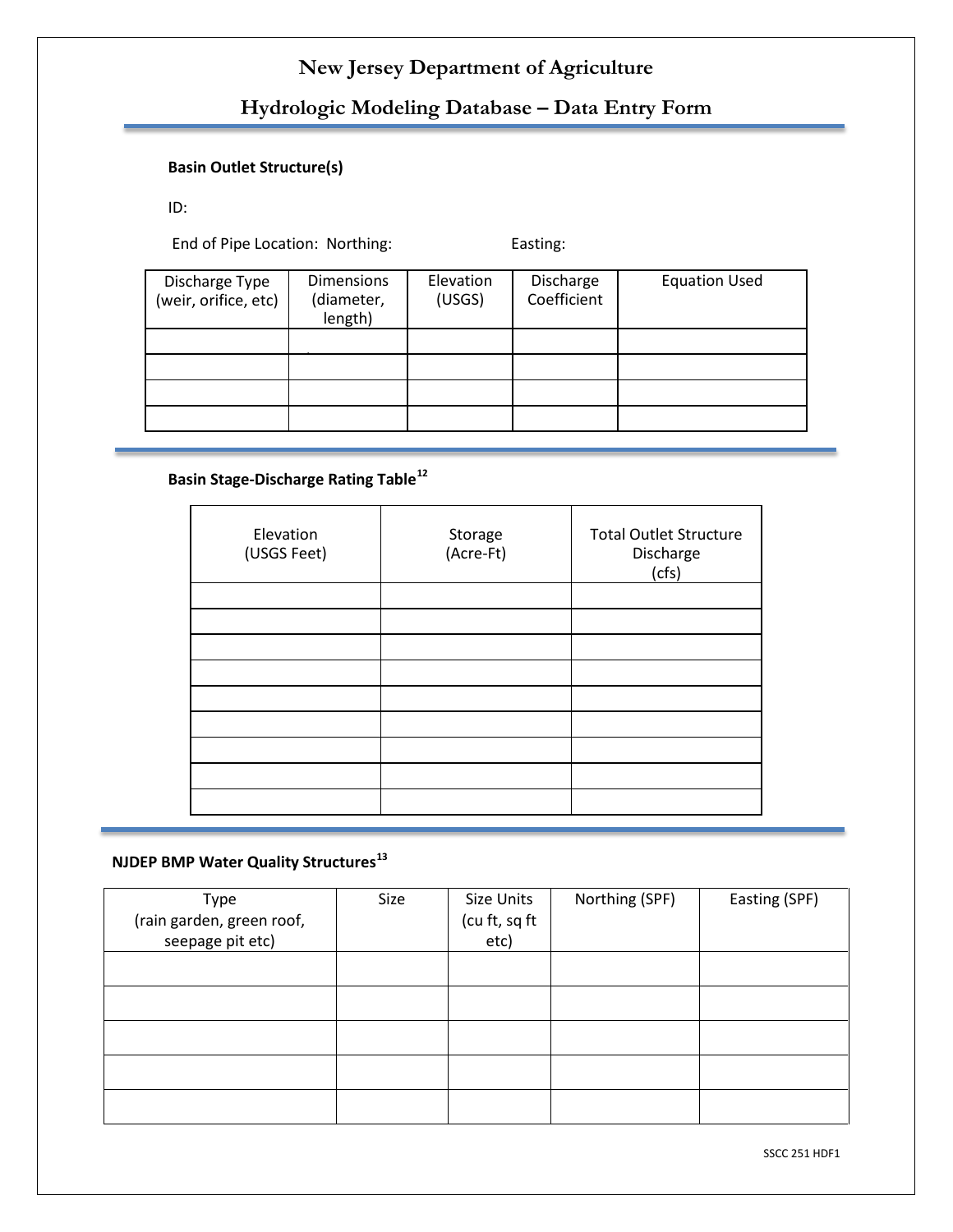# New Jersey Department of Agriculture

## Hydrologic Modeling Database – Data Entry Form

**Basin Outlet Structure(s)**

ID:

End of Pipe Location: Northing: Easting:

| Discharge Type (weir, orifice, etc) | Dimensions (diameter, length) | Elevation (USGS) | Discharge Coefficient | Equation Used |
|---|---|---|---|---|
| | | | | |
| | | | | |
| | | | | |
| | | | | |

**Basin Stage-Discharge Rating Table[12]**

| Elevation (USGS Feet) | Storage (Acre-Ft) | Total Outlet Structure Discharge (cfs) |
|---|---|---|
| | | |
| | | |
| | | |
| | | |
| | | |
| | | |
| | | |
| | | |
| | | |

**NJDEP BMP Water Quality Structures[13]**

| Type (rain garden, green roof, seepage pit etc) | Size | Size Units (cu ft, sq ft etc) | Northing (SPF) | Easting (SPF) |
|---|---|---|---|---|
| | | | | |
| | | | | |
| | | | | |
| | | | | |
| | | | | |

SSCC 251 HDF1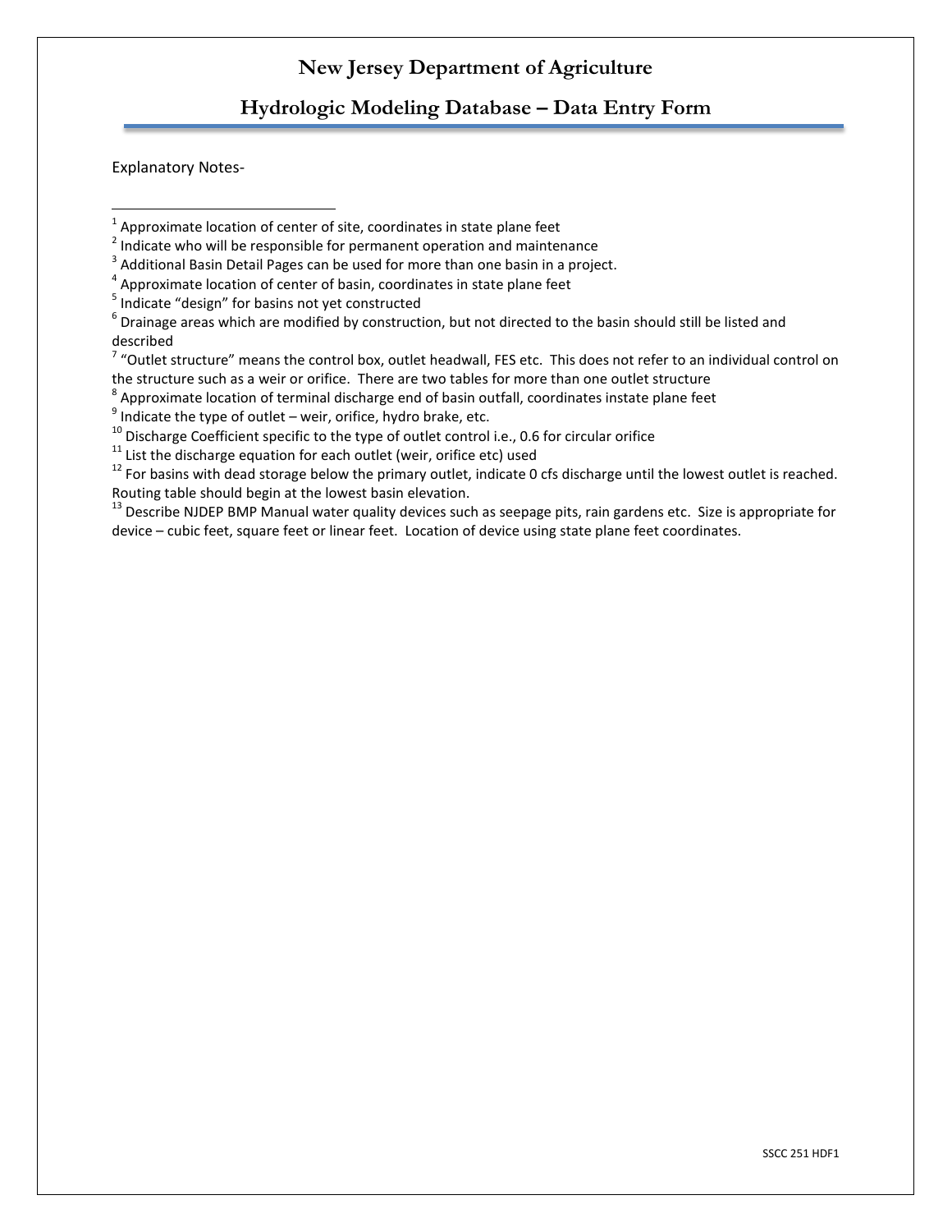# New Jersey Department of Agriculture

## Hydrologic Modeling Database – Data Entry Form

Explanatory Notes-

---

[1] Approximate location of center of site, coordinates in state plane feet

[2] Indicate who will be responsible for permanent operation and maintenance

[3] Additional Basin Detail Pages can be used for more than one basin in a project.

[4] Approximate location of center of basin, coordinates in state plane feet

[5] Indicate "design" for basins not yet constructed

[6] Drainage areas which are modified by construction, but not directed to the basin should still be listed and described

[7] "Outlet structure" means the control box, outlet headwall, FES etc. This does not refer to an individual control on the structure such as a weir or orifice. There are two tables for more than one outlet structure

[8] Approximate location of terminal discharge end of basin outfall, coordinates instate plane feet

[9] Indicate the type of outlet – weir, orifice, hydro brake, etc.

[10] Discharge Coefficient specific to the type of outlet control i.e., 0.6 for circular orifice

[11] List the discharge equation for each outlet (weir, orifice etc) used

[12] For basins with dead storage below the primary outlet, indicate 0 cfs discharge until the lowest outlet is reached. Routing table should begin at the lowest basin elevation.

[13] Describe NJDEP BMP Manual water quality devices such as seepage pits, rain gardens etc. Size is appropriate for device – cubic feet, square feet or linear feet. Location of device using state plane feet coordinates.

SSCC 251 HDF1